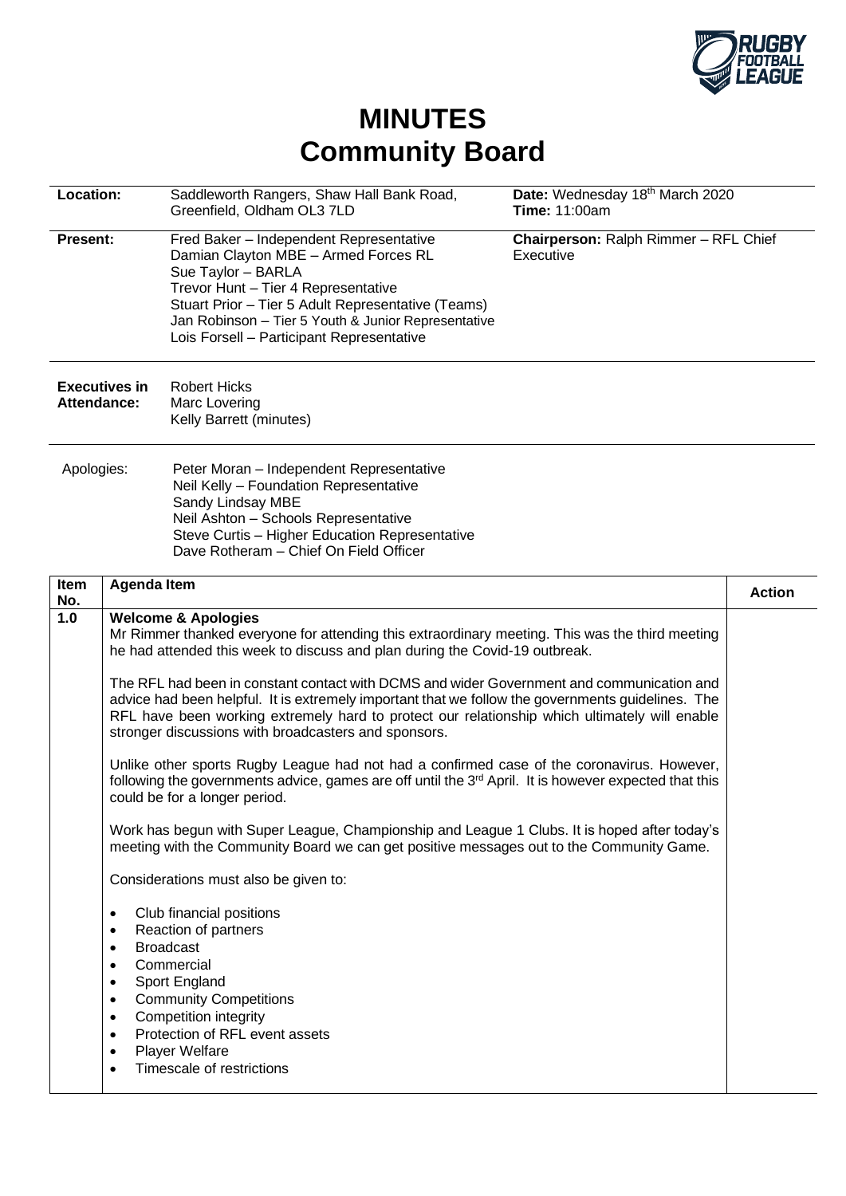# MINUTES
# Community Board

| | | | |
|---|---|---|---|
| **Location:** | Saddleworth Rangers, Shaw Hall Bank Road, Greenfield, Oldham OL3 7LD | **Date:** Wednesday 18th March 2020<br>**Time:** 11:00am | |
| **Present:** | Fred Baker – Independent Representative<br>Damian Clayton MBE – Armed Forces RL<br>Sue Taylor – BARLA<br>Trevor Hunt – Tier 4 Representative<br>Stuart Prior – Tier 5 Adult Representative (Teams)<br>Jan Robinson – Tier 5 Youth & Junior Representative<br>Lois Forsell – Participant Representative | **Chairperson:** Ralph Rimmer – RFL Chief Executive | |
| **Executives in Attendance:** | Robert Hicks<br>Marc Lovering<br>Kelly Barrett (minutes) | | |
| Apologies: | Peter Moran – Independent Representative<br>Neil Kelly – Foundation Representative<br>Sandy Lindsay MBE<br>Neil Ashton – Schools Representative<br>Steve Curtis – Higher Education Representative<br>Dave Rotheram – Chief On Field Officer | | |

| Item No. | Agenda Item | Action |
|---|---|---|
| 1.0 | **Welcome & Apologies**<br>Mr Rimmer thanked everyone for attending this extraordinary meeting. This was the third meeting he had attended this week to discuss and plan during the Covid-19 outbreak.<br><br>The RFL had been in constant contact with DCMS and wider Government and communication and advice had been helpful. It is extremely important that we follow the governments guidelines. The RFL have been working extremely hard to protect our relationship which ultimately will enable stronger discussions with broadcasters and sponsors.<br><br>Unlike other sports Rugby League had not had a confirmed case of the coronavirus. However, following the governments advice, games are off until the 3rd April. It is however expected that this could be for a longer period.<br><br>Work has begun with Super League, Championship and League 1 Clubs. It is hoped after today's meeting with the Community Board we can get positive messages out to the Community Game.<br><br>Considerations must also be given to:<br><br>• Club financial positions<br>• Reaction of partners<br>• Broadcast<br>• Commercial<br>• Sport England<br>• Community Competitions<br>• Competition integrity<br>• Protection of RFL event assets<br>• Player Welfare<br>• Timescale of restrictions | |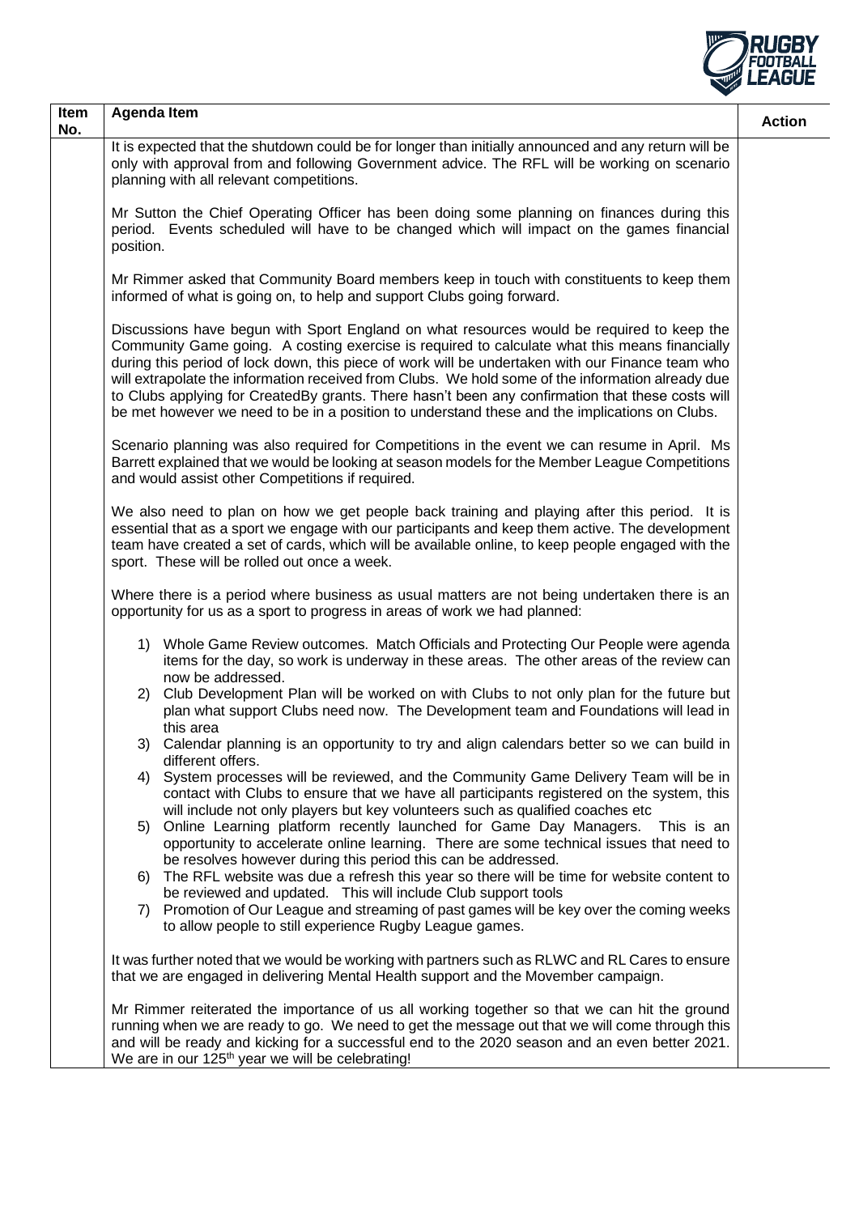| Item No. | Agenda Item | Action |
|---|---|---|
| | It is expected that the shutdown could be for longer than initially announced and any return will be only with approval from and following Government advice. The RFL will be working on scenario planning with all relevant competitions.<br><br>Mr Sutton the Chief Operating Officer has been doing some planning on finances during this period. Events scheduled will have to be changed which will impact on the games financial position.<br><br>Mr Rimmer asked that Community Board members keep in touch with constituents to keep them informed of what is going on, to help and support Clubs going forward.<br><br>Discussions have begun with Sport England on what resources would be required to keep the Community Game going. A costing exercise is required to calculate what this means financially during this period of lock down, this piece of work will be undertaken with our Finance team who will extrapolate the information received from Clubs. We hold some of the information already due to Clubs applying for CreatedBy grants. There hasn't been any confirmation that these costs will be met however we need to be in a position to understand these and the implications on Clubs.<br><br>Scenario planning was also required for Competitions in the event we can resume in April. Ms Barrett explained that we would be looking at season models for the Member League Competitions and would assist other Competitions if required.<br><br>We also need to plan on how we get people back training and playing after this period. It is essential that as a sport we engage with our participants and keep them active. The development team have created a set of cards, which will be available online, to keep people engaged with the sport. These will be rolled out once a week.<br><br>Where there is a period where business as usual matters are not being undertaken there is an opportunity for us as a sport to progress in areas of work we had planned:<br><br>1) Whole Game Review outcomes. Match Officials and Protecting Our People were agenda items for the day, so work is underway in these areas. The other areas of the review can now be addressed.<br>2) Club Development Plan will be worked on with Clubs to not only plan for the future but plan what support Clubs need now. The Development team and Foundations will lead in this area<br>3) Calendar planning is an opportunity to try and align calendars better so we can build in different offers.<br>4) System processes will be reviewed, and the Community Game Delivery Team will be in contact with Clubs to ensure that we have all participants registered on the system, this will include not only players but key volunteers such as qualified coaches etc<br>5) Online Learning platform recently launched for Game Day Managers. This is an opportunity to accelerate online learning. There are some technical issues that need to be resolves however during this period this can be addressed.<br>6) The RFL website was due a refresh this year so there will be time for website content to be reviewed and updated. This will include Club support tools<br>7) Promotion of Our League and streaming of past games will be key over the coming weeks to allow people to still experience Rugby League games.<br><br>It was further noted that we would be working with partners such as RLWC and RL Cares to ensure that we are engaged in delivering Mental Health support and the Movember campaign.<br><br>Mr Rimmer reiterated the importance of us all working together so that we can hit the ground running when we are ready to go. We need to get the message out that we will come through this and will be ready and kicking for a successful end to the 2020 season and an even better 2021. We are in our 125th year we will be celebrating! | |